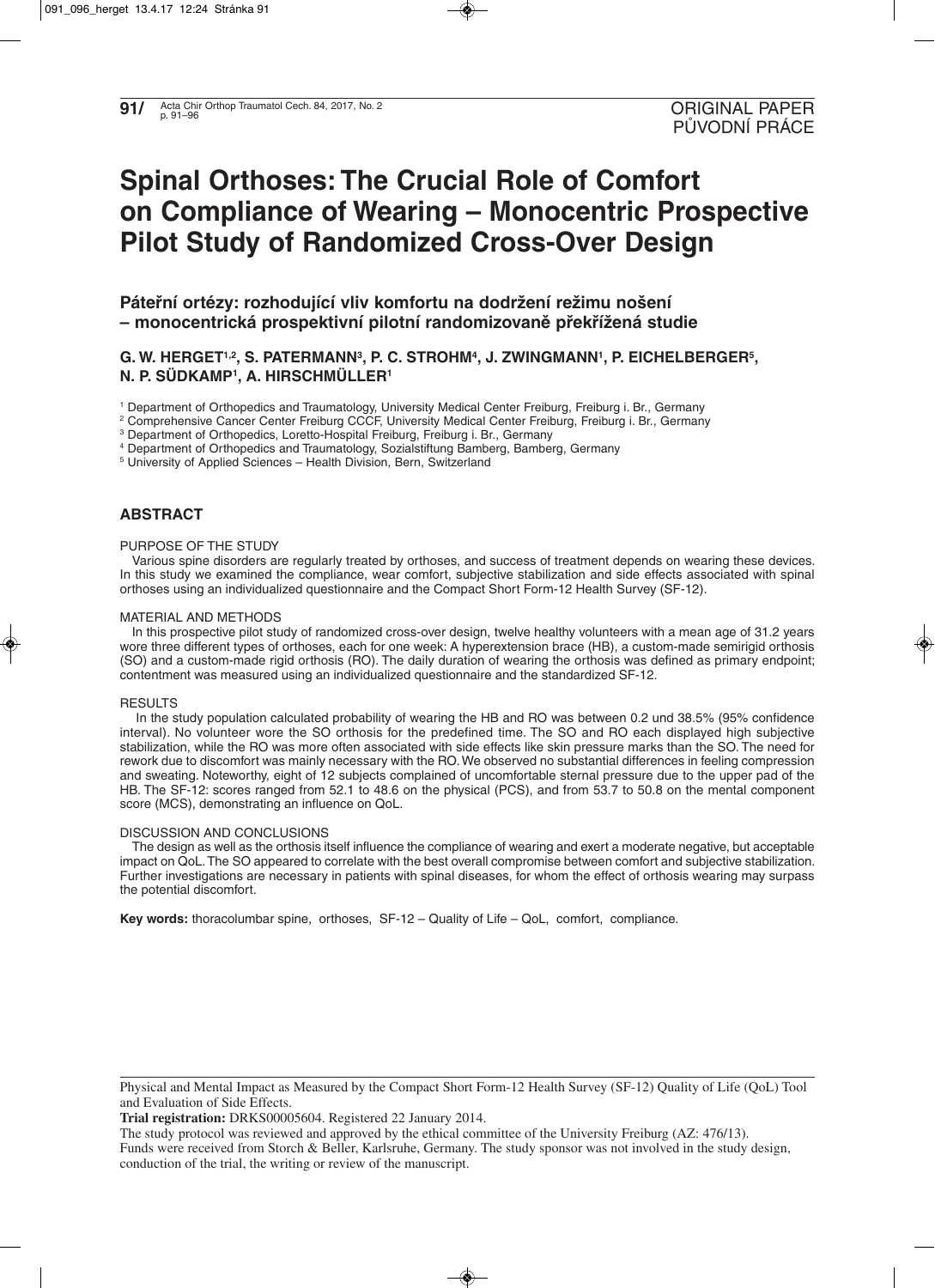ORIGINAL PAPER
PŮVODNÍ PRÁCE

# Spinal Orthoses: The Crucial Role of Comfort on Compliance of Wearing – Monocentric Prospective Pilot Study of Randomized Cross-Over Design

## Páteřní ortézy: rozhodující vliv komfortu na dodržení režimu nošení – monocentrická prospektivní pilotní randomizovaně překřížená studie

**G. W. HERGET[1,2], S. PATERMANN[3], P. C. STROHM[4], J. ZWINGMANN[1], P. EICHELBERGER[5], N. P. SÜDKAMP[1], A. HIRSCHMÜLLER[1]**

[1] Department of Orthopedics and Traumatology, University Medical Center Freiburg, Freiburg i. Br., Germany
[2] Comprehensive Cancer Center Freiburg CCCF, University Medical Center Freiburg, Freiburg i. Br., Germany
[3] Department of Orthopedics, Loretto-Hospital Freiburg, Freiburg i. Br., Germany
[4] Department of Orthopedics and Traumatology, Sozialstiftung Bamberg, Bamberg, Germany
[5] University of Applied Sciences – Health Division, Bern, Switzerland

## ABSTRACT

PURPOSE OF THE STUDY

Various spine disorders are regularly treated by orthoses, and success of treatment depends on wearing these devices. In this study we examined the compliance, wear comfort, subjective stabilization and side effects associated with spinal orthoses using an individualized questionnaire and the Compact Short Form-12 Health Survey (SF-12).

MATERIAL AND METHODS

In this prospective pilot study of randomized cross-over design, twelve healthy volunteers with a mean age of 31.2 years wore three different types of orthoses, each for one week: A hyperextension brace (HB), a custom-made semirigid orthosis (SO) and a custom-made rigid orthosis (RO). The daily duration of wearing the orthosis was defined as primary endpoint; contentment was measured using an individualized questionnaire and the standardized SF-12.

RESULTS

In the study population calculated probability of wearing the HB and RO was between 0.2 und 38.5% (95% confidence interval). No volunteer wore the SO orthosis for the predefined time. The SO and RO each displayed high subjective stabilization, while the RO was more often associated with side effects like skin pressure marks than the SO. The need for rework due to discomfort was mainly necessary with the RO. We observed no substantial differences in feeling compression and sweating. Noteworthy, eight of 12 subjects complained of uncomfortable sternal pressure due to the upper pad of the HB. The SF-12: scores ranged from 52.1 to 48.6 on the physical (PCS), and from 53.7 to 50.8 on the mental component score (MCS), demonstrating an influence on QoL.

DISCUSSION AND CONCLUSIONS

The design as well as the orthosis itself influence the compliance of wearing and exert a moderate negative, but acceptable impact on QoL. The SO appeared to correlate with the best overall compromise between comfort and subjective stabilization. Further investigations are necessary in patients with spinal diseases, for whom the effect of orthosis wearing may surpass the potential discomfort.

**Key words:** thoracolumbar spine, orthoses, SF-12 – Quality of Life – QoL, comfort, compliance.

---

Physical and Mental Impact as Measured by the Compact Short Form-12 Health Survey (SF-12) Quality of Life (QoL) Tool and Evaluation of Side Effects.

**Trial registration:** DRKS00005604. Registered 22 January 2014.

The study protocol was reviewed and approved by the ethical committee of the University Freiburg (AZ: 476/13).

Funds were received from Storch & Beller, Karlsruhe, Germany. The study sponsor was not involved in the study design, conduction of the trial, the writing or review of the manuscript.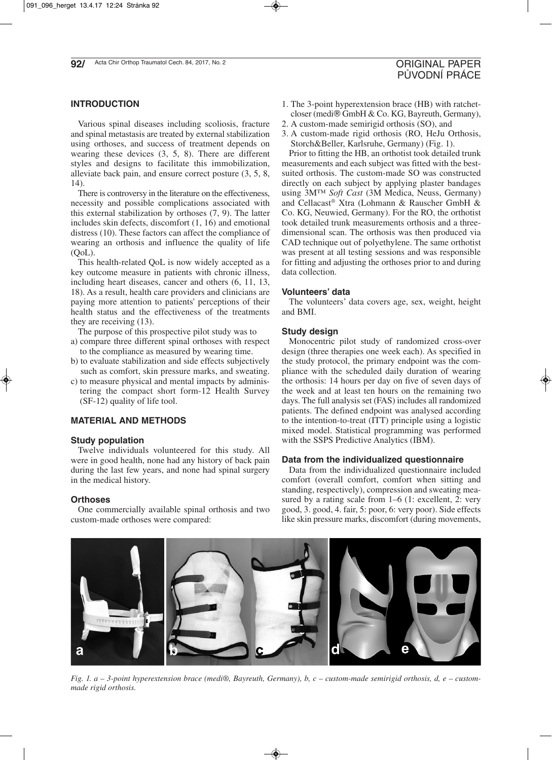## INTRODUCTION

Various spinal diseases including scoliosis, fracture and spinal metastasis are treated by external stabilization using orthoses, and success of treatment depends on wearing these devices (3, 5, 8). There are different styles and designs to facilitate this immobilization, alleviate back pain, and ensure correct posture (3, 5, 8, 14).

There is controversy in the literature on the effectiveness, necessity and possible complications associated with this external stabilization by orthoses (7, 9). The latter includes skin defects, discomfort (1, 16) and emotional distress (10). These factors can affect the compliance of wearing an orthosis and influence the quality of life (QoL).

This health-related QoL is now widely accepted as a key outcome measure in patients with chronic illness, including heart diseases, cancer and others (6, 11, 13, 18). As a result, health care providers and clinicians are paying more attention to patients' perceptions of their health status and the effectiveness of the treatments they are receiving (13).

The purpose of this prospective pilot study was to

a) compare three different spinal orthoses with respect to the compliance as measured by wearing time.
b) to evaluate stabilization and side effects subjectively such as comfort, skin pressure marks, and sweating.
c) to measure physical and mental impacts by administering the compact short form-12 Health Survey (SF-12) quality of life tool.

## MATERIAL AND METHODS

### Study population

Twelve individuals volunteered for this study. All were in good health, none had any history of back pain during the last few years, and none had spinal surgery in the medical history.

### Orthoses

One commercially available spinal orthosis and two custom-made orthoses were compared:

1. The 3-point hyperextension brace (HB) with ratchet-closer (medi® GmbH & Co. KG, Bayreuth, Germany),
2. A custom-made semirigid orthosis (SO), and
3. A custom-made rigid orthosis (RO, HeJu Orthosis, Storch&Beller, Karlsruhe, Germany) (Fig. 1).

Prior to fitting the HB, an orthotist took detailed trunk measurements and each subject was fitted with the best-suited orthosis. The custom-made SO was constructed directly on each subject by applying plaster bandages using 3M™ *Soft Cast* (3M Medica, Neuss, Germany) and Cellacast® Xtra (Lohmann & Rauscher GmbH & Co. KG, Neuwied, Germany). For the RO, the orthotist took detailed trunk measurements orthosis and a three-dimensional scan. The orthosis was then produced via CAD technique out of polyethylene. The same orthotist was present at all testing sessions and was responsible for fitting and adjusting the orthoses prior to and during data collection.

### Volunteers' data

The volunteers' data covers age, sex, weight, height and BMI.

### Study design

Monocentric pilot study of randomized cross-over design (three therapies one week each). As specified in the study protocol, the primary endpoint was the compliance with the scheduled daily duration of wearing the orthosis: 14 hours per day on five of seven days of the week and at least ten hours on the remaining two days. The full analysis set (FAS) includes all randomized patients. The defined endpoint was analysed according to the intention-to-treat (ITT) principle using a logistic mixed model. Statistical programming was performed with the SSPS Predictive Analytics (IBM).

### Data from the individualized questionnaire

Data from the individualized questionnaire included comfort (overall comfort, comfort when sitting and standing, respectively), compression and sweating measured by a rating scale from 1–6 (1: excellent, 2: very good, 3. good, 4. fair, 5: poor, 6: very poor). Side effects like skin pressure marks, discomfort (during movements,

*Fig. 1. a – 3-point hyperextension brace (medi®, Bayreuth, Germany), b, c – custom-made semirigid orthosis, d, e – custom-made rigid orthosis.*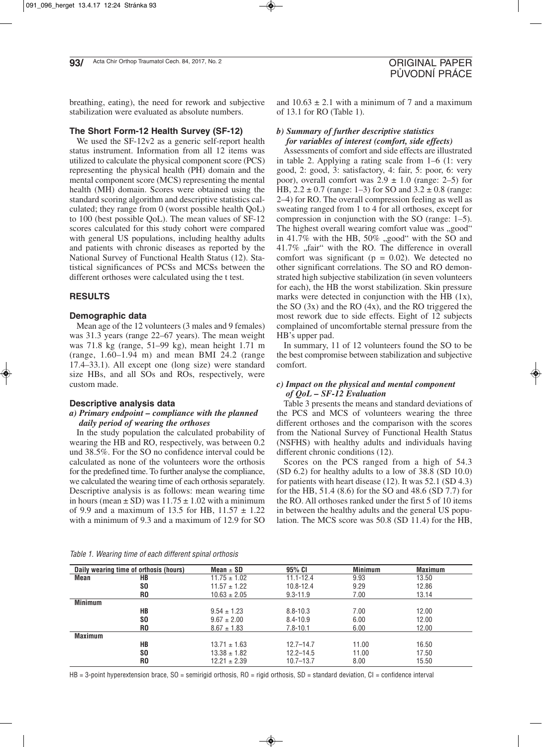breathing, eating), the need for rework and subjective stabilization were evaluated as absolute numbers.

### The Short Form-12 Health Survey (SF-12)

We used the SF-12v2 as a generic self-report health status instrument. Information from all 12 items was utilized to calculate the physical component score (PCS) representing the physical health (PH) domain and the mental component score (MCS) representing the mental health (MH) domain. Scores were obtained using the standard scoring algorithm and descriptive statistics calculated; they range from 0 (worst possible health QoL) to 100 (best possible QoL). The mean values of SF-12 scores calculated for this study cohort were compared with general US populations, including healthy adults and patients with chronic diseases as reported by the National Survey of Functional Health Status (12). Statistical significances of PCSs and MCSs between the different orthoses were calculated using the t test.

## RESULTS

### Demographic data

Mean age of the 12 volunteers (3 males and 9 females) was 31.3 years (range 22–67 years). The mean weight was 71.8 kg (range, 51–99 kg), mean height 1.71 m (range, 1.60–1.94 m) and mean BMI 24.2 (range 17.4–33.1). All except one (long size) were standard size HBs, and all SOs and ROs, respectively, were custom made.

### Descriptive analysis data

#### *a) Primary endpoint – compliance with the planned daily period of wearing the orthoses*

In the study population the calculated probability of wearing the HB and RO, respectively, was between 0.2 und 38.5%. For the SO no confidence interval could be calculated as none of the volunteers wore the orthosis for the predefined time. To further analyse the compliance, we calculated the wearing time of each orthosis separately. Descriptive analysis is as follows: mean wearing time in hours (mean ± SD) was 11.75 ± 1.02 with a minimum of 9.9 and a maximum of 13.5 for HB, 11.57 ± 1.22 with a minimum of 9.3 and a maximum of 12.9 for SO and 10.63 ± 2.1 with a minimum of 7 and a maximum of 13.1 for RO (Table 1).

#### *b) Summary of further descriptive statistics for variables of interest (comfort, side effects)*

Assessments of comfort and side effects are illustrated in table 2. Applying a rating scale from 1–6 (1: very good, 2: good, 3: satisfactory, 4: fair, 5: poor, 6: very poor), overall comfort was 2.9 ± 1.0 (range: 2–5) for HB, 2.2 ± 0.7 (range: 1–3) for SO and 3.2 ± 0.8 (range: 2–4) for RO. The overall compression feeling as well as sweating ranged from 1 to 4 for all orthoses, except for compression in conjunction with the SO (range: 1–5). The highest overall wearing comfort value was „good" in 41.7% with the HB, 50% „good" with the SO and 41.7% „fair" with the RO. The difference in overall comfort was significant ($p = 0.02$). We detected no other significant correlations. The SO and RO demonstrated high subjective stabilization (in seven volunteers for each), the HB the worst stabilization. Skin pressure marks were detected in conjunction with the HB (1x), the SO (3x) and the RO (4x), and the RO triggered the most rework due to side effects. Eight of 12 subjects complained of uncomfortable sternal pressure from the HB's upper pad.

In summary, 11 of 12 volunteers found the SO to be the best compromise between stabilization and subjective comfort.

#### *c) Impact on the physical and mental component of QoL – SF-12 Evaluation*

Table 3 presents the means and standard deviations of the PCS and MCS of volunteers wearing the three different orthoses and the comparison with the scores from the National Survey of Functional Health Status (NSFHS) with healthy adults and individuals having different chronic conditions (12).

Scores on the PCS ranged from a high of 54.3 (SD 6.2) for healthy adults to a low of 38.8 (SD 10.0) for patients with heart disease (12). It was 52.1 (SD 4.3) for the HB, 51.4 (8.6) for the SO and 48.6 (SD 7.7) for the RO. All orthoses ranked under the first 5 of 10 items in between the healthy adults and the general US population. The MCS score was 50.8 (SD 11.4) for the HB,

*Table 1. Wearing time of each different spinal orthosis*

| Daily wearing time of orthosis (hours) | | Mean ± SD | 95% CI | Minimum | Maximum |
|---|---|---|---|---|---|
| **Mean** | **HB** | 11.75 ± 1.02 | 11.1-12.4 | 9.93 | 13.50 |
| | **SO** | 11.57 ± 1.22 | 10.8-12.4 | 9.29 | 12.86 |
| | **RO** | 10.63 ± 2.05 | 9.3-11.9 | 7.00 | 13.14 |
| **Minimum** | | | | | |
| | **HB** | 9.54 ± 1.23 | 8.8-10.3 | 7.00 | 12.00 |
| | **SO** | 9.67 ± 2.00 | 8.4-10.9 | 6.00 | 12.00 |
| | **RO** | 8.67 ± 1.83 | 7.8-10.1 | 6.00 | 12.00 |
| **Maximum** | | | | | |
| | **HB** | 13.71 ± 1.63 | 12.7–14.7 | 11.00 | 16.50 |
| | **SO** | 13.38 ± 1.82 | 12.2–14.5 | 11.00 | 17.50 |
| | **RO** | 12.21 ± 2.39 | 10.7–13.7 | 8.00 | 15.50 |

HB = 3-point hyperextension brace, SO = semirigid orthosis, RO = rigid orthosis, SD = standard deviation, CI = confidence interval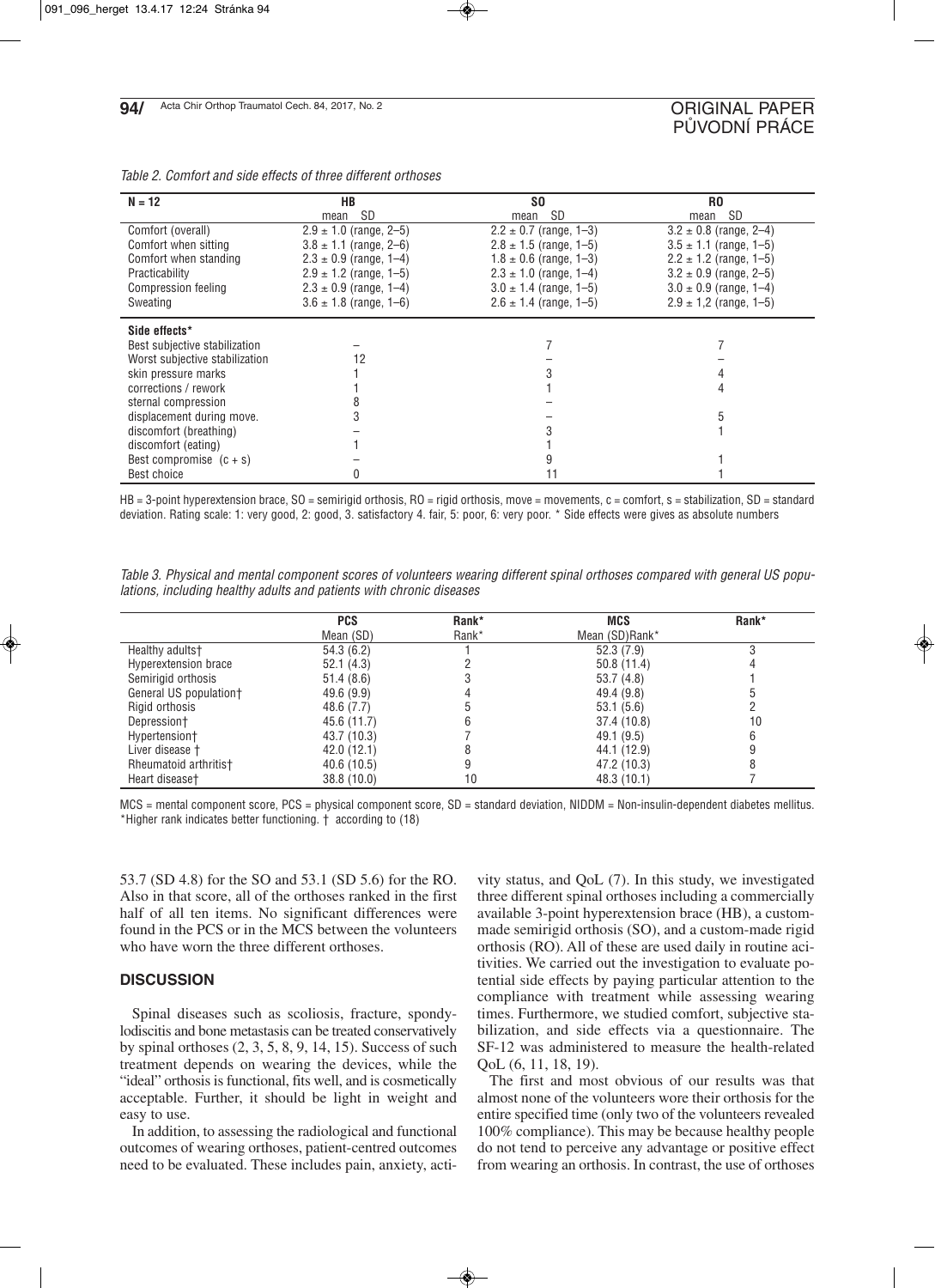*Table 2. Comfort and side effects of three different orthoses*

| N = 12 | HB | SO | RO |
|---|---|---|---|
| | mean SD | mean SD | mean SD |
| Comfort (overall) | 2.9 ± 1.0 (range, 2–5) | 2.2 ± 0.7 (range, 1–3) | 3.2 ± 0.8 (range, 2–4) |
| Comfort when sitting | 3.8 ± 1.1 (range, 2–6) | 2.8 ± 1.5 (range, 1–5) | 3.5 ± 1.1 (range, 1–5) |
| Comfort when standing | 2.3 ± 0.9 (range, 1–4) | 1.8 ± 0.6 (range, 1–3) | 2.2 ± 1.2 (range, 1–5) |
| Practicability | 2.9 ± 1.2 (range, 1–5) | 2.3 ± 1.0 (range, 1–4) | 3.2 ± 0.9 (range, 2–5) |
| Compression feeling | 2.3 ± 0.9 (range, 1–4) | 3.0 ± 1.4 (range, 1–5) | 3.0 ± 0.9 (range, 1–4) |
| Sweating | 3.6 ± 1.8 (range, 1–6) | 2.6 ± 1.4 (range, 1–5) | 2.9 ± 1,2 (range, 1–5) |
| **Side effects*** | | | |
| Best subjective stabilization | – | 7 | 7 |
| Worst subjective stabilization | 12 | – | – |
| skin pressure marks | 1 | 3 | 4 |
| corrections / rework | 1 | 1 | 4 |
| sternal compression | 8 | – | |
| displacement during move. | 3 | – | 5 |
| discomfort (breathing) | – | 3 | 1 |
| discomfort (eating) | 1 | 1 | |
| Best compromise (c + s) | – | 9 | 1 |
| Best choice | 0 | 11 | 1 |

HB = 3-point hyperextension brace, SO = semirigid orthosis, RO = rigid orthosis, move = movements, c = comfort, s = stabilization, SD = standard deviation. Rating scale: 1: very good, 2: good, 3. satisfactory 4. fair, 5: poor, 6: very poor. * Side effects were gives as absolute numbers

*Table 3. Physical and mental component scores of volunteers wearing different spinal orthoses compared with general US populations, including healthy adults and patients with chronic diseases*

| | PCS | Rank* | MCS | Rank* |
|---|---|---|---|---|
| | Mean (SD) | Rank* | Mean (SD)Rank* | |
| Healthy adults† | 54.3 (6.2) | 1 | 52.3 (7.9) | 3 |
| Hyperextension brace | 52.1 (4.3) | 2 | 50.8 (11.4) | 4 |
| Semirigid orthosis | 51.4 (8.6) | 3 | 53.7 (4.8) | 1 |
| General US population† | 49.6 (9.9) | 4 | 49.4 (9.8) | 5 |
| Rigid orthosis | 48.6 (7.7) | 5 | 53.1 (5.6) | 2 |
| Depression† | 45.6 (11.7) | 6 | 37.4 (10.8) | 10 |
| Hypertension† | 43.7 (10.3) | 7 | 49.1 (9.5) | 6 |
| Liver disease † | 42.0 (12.1) | 8 | 44.1 (12.9) | 9 |
| Rheumatoid arthritis† | 40.6 (10.5) | 9 | 47.2 (10.3) | 8 |
| Heart disease† | 38.8 (10.0) | 10 | 48.3 (10.1) | 7 |

MCS = mental component score, PCS = physical component score, SD = standard deviation, NIDDM = Non-insulin-dependent diabetes mellitus. *Higher rank indicates better functioning. † according to (18)

53.7 (SD 4.8) for the SO and 53.1 (SD 5.6) for the RO. Also in that score, all of the orthoses ranked in the first half of all ten items. No significant differences were found in the PCS or in the MCS between the volunteers who have worn the three different orthoses.

## DISCUSSION

Spinal diseases such as scoliosis, fracture, spondylodiscitis and bone metastasis can be treated conservatively by spinal orthoses (2, 3, 5, 8, 9, 14, 15). Success of such treatment depends on wearing the devices, while the "ideal" orthosis is functional, fits well, and is cosmetically acceptable. Further, it should be light in weight and easy to use.

In addition, to assessing the radiological and functional outcomes of wearing orthoses, patient-centred outcomes need to be evaluated. These includes pain, anxiety, activity status, and QoL (7). In this study, we investigated three different spinal orthoses including a commercially available 3-point hyperextension brace (HB), a custom-made semirigid orthosis (SO), and a custom-made rigid orthosis (RO). All of these are used daily in routine acitivities. We carried out the investigation to evaluate potential side effects by paying particular attention to the compliance with treatment while assessing wearing times. Furthermore, we studied comfort, subjective stabilization, and side effects via a questionnaire. The SF-12 was administered to measure the health-related QoL (6, 11, 18, 19).

The first and most obvious of our results was that almost none of the volunteers wore their orthosis for the entire specified time (only two of the volunteers revealed 100% compliance). This may be because healthy people do not tend to perceive any advantage or positive effect from wearing an orthosis. In contrast, the use of orthoses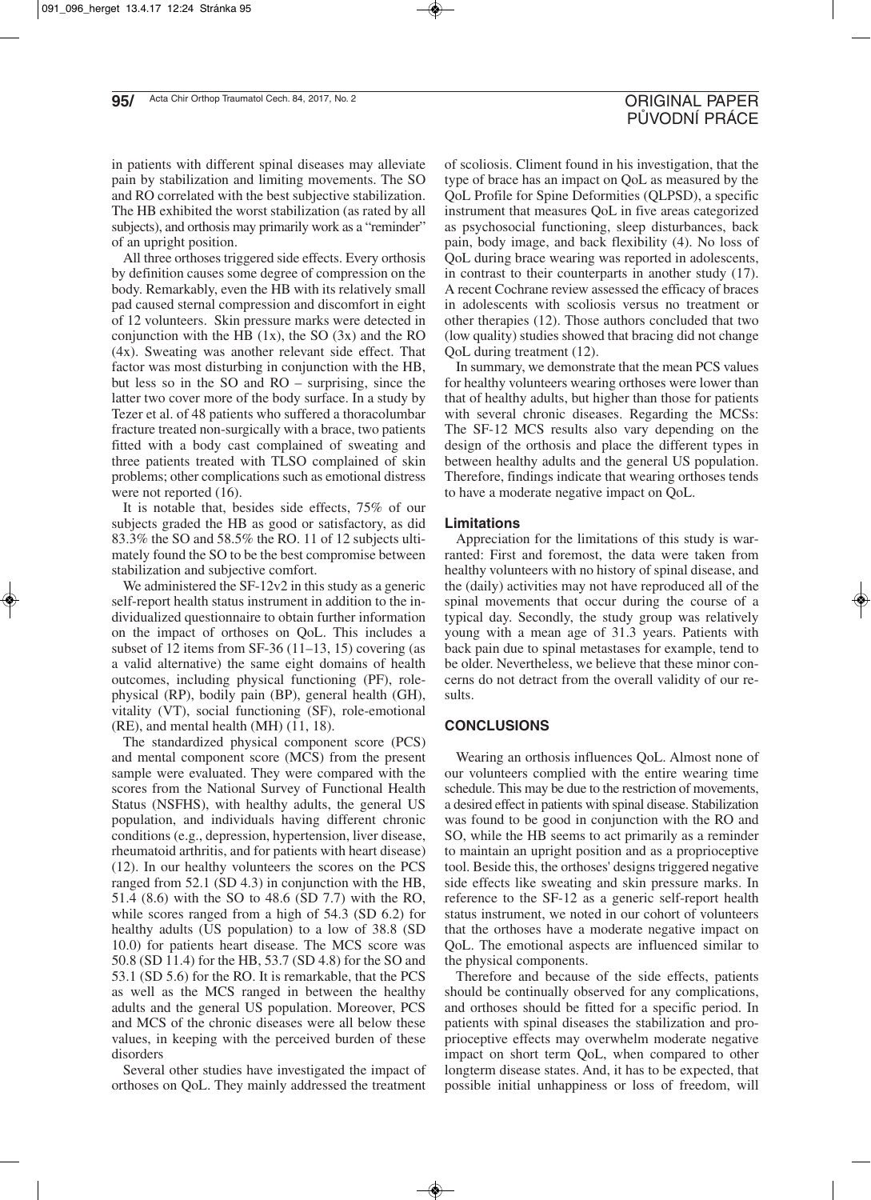in patients with different spinal diseases may alleviate pain by stabilization and limiting movements. The SO and RO correlated with the best subjective stabilization. The HB exhibited the worst stabilization (as rated by all subjects), and orthosis may primarily work as a "reminder" of an upright position.

All three orthoses triggered side effects. Every orthosis by definition causes some degree of compression on the body. Remarkably, even the HB with its relatively small pad caused sternal compression and discomfort in eight of 12 volunteers. Skin pressure marks were detected in conjunction with the HB (1x), the SO (3x) and the RO (4x). Sweating was another relevant side effect. That factor was most disturbing in conjunction with the HB, but less so in the SO and RO – surprising, since the latter two cover more of the body surface. In a study by Tezer et al. of 48 patients who suffered a thoracolumbar fracture treated non-surgically with a brace, two patients fitted with a body cast complained of sweating and three patients treated with TLSO complained of skin problems; other complications such as emotional distress were not reported (16).

It is notable that, besides side effects, 75% of our subjects graded the HB as good or satisfactory, as did 83.3% the SO and 58.5% the RO. 11 of 12 subjects ultimately found the SO to be the best compromise between stabilization and subjective comfort.

We administered the SF-12v2 in this study as a generic self-report health status instrument in addition to the individualized questionnaire to obtain further information on the impact of orthoses on QoL. This includes a subset of 12 items from SF-36 (11–13, 15) covering (as a valid alternative) the same eight domains of health outcomes, including physical functioning (PF), role-physical (RP), bodily pain (BP), general health (GH), vitality (VT), social functioning (SF), role-emotional (RE), and mental health (MH) (11, 18).

The standardized physical component score (PCS) and mental component score (MCS) from the present sample were evaluated. They were compared with the scores from the National Survey of Functional Health Status (NSFHS), with healthy adults, the general US population, and individuals having different chronic conditions (e.g., depression, hypertension, liver disease, rheumatoid arthritis, and for patients with heart disease) (12). In our healthy volunteers the scores on the PCS ranged from 52.1 (SD 4.3) in conjunction with the HB, 51.4 (8.6) with the SO to 48.6 (SD 7.7) with the RO, while scores ranged from a high of 54.3 (SD 6.2) for healthy adults (US population) to a low of 38.8 (SD 10.0) for patients heart disease. The MCS score was 50.8 (SD 11.4) for the HB, 53.7 (SD 4.8) for the SO and 53.1 (SD 5.6) for the RO. It is remarkable, that the PCS as well as the MCS ranged in between the healthy adults and the general US population. Moreover, PCS and MCS of the chronic diseases were all below these values, in keeping with the perceived burden of these disorders

Several other studies have investigated the impact of orthoses on QoL. They mainly addressed the treatment of scoliosis. Climent found in his investigation, that the type of brace has an impact on QoL as measured by the QoL Profile for Spine Deformities (QLPSD), a specific instrument that measures QoL in five areas categorized as psychosocial functioning, sleep disturbances, back pain, body image, and back flexibility (4). No loss of QoL during brace wearing was reported in adolescents, in contrast to their counterparts in another study (17). A recent Cochrane review assessed the efficacy of braces in adolescents with scoliosis versus no treatment or other therapies (12). Those authors concluded that two (low quality) studies showed that bracing did not change QoL during treatment (12).

In summary, we demonstrate that the mean PCS values for healthy volunteers wearing orthoses were lower than that of healthy adults, but higher than those for patients with several chronic diseases. Regarding the MCSs: The SF-12 MCS results also vary depending on the design of the orthosis and place the different types in between healthy adults and the general US population. Therefore, findings indicate that wearing orthoses tends to have a moderate negative impact on QoL.

### Limitations

Appreciation for the limitations of this study is warranted: First and foremost, the data were taken from healthy volunteers with no history of spinal disease, and the (daily) activities may not have reproduced all of the spinal movements that occur during the course of a typical day. Secondly, the study group was relatively young with a mean age of 31.3 years. Patients with back pain due to spinal metastases for example, tend to be older. Nevertheless, we believe that these minor concerns do not detract from the overall validity of our results.

## CONCLUSIONS

Wearing an orthosis influences QoL. Almost none of our volunteers complied with the entire wearing time schedule. This may be due to the restriction of movements, a desired effect in patients with spinal disease. Stabilization was found to be good in conjunction with the RO and SO, while the HB seems to act primarily as a reminder to maintain an upright position and as a proprioceptive tool. Beside this, the orthoses' designs triggered negative side effects like sweating and skin pressure marks. In reference to the SF-12 as a generic self-report health status instrument, we noted in our cohort of volunteers that the orthoses have a moderate negative impact on QoL. The emotional aspects are influenced similar to the physical components.

Therefore and because of the side effects, patients should be continually observed for any complications, and orthoses should be fitted for a specific period. In patients with spinal diseases the stabilization and proprioceptive effects may overwhelm moderate negative impact on short term QoL, when compared to other longterm disease states. And, it has to be expected, that possible initial unhappiness or loss of freedom, will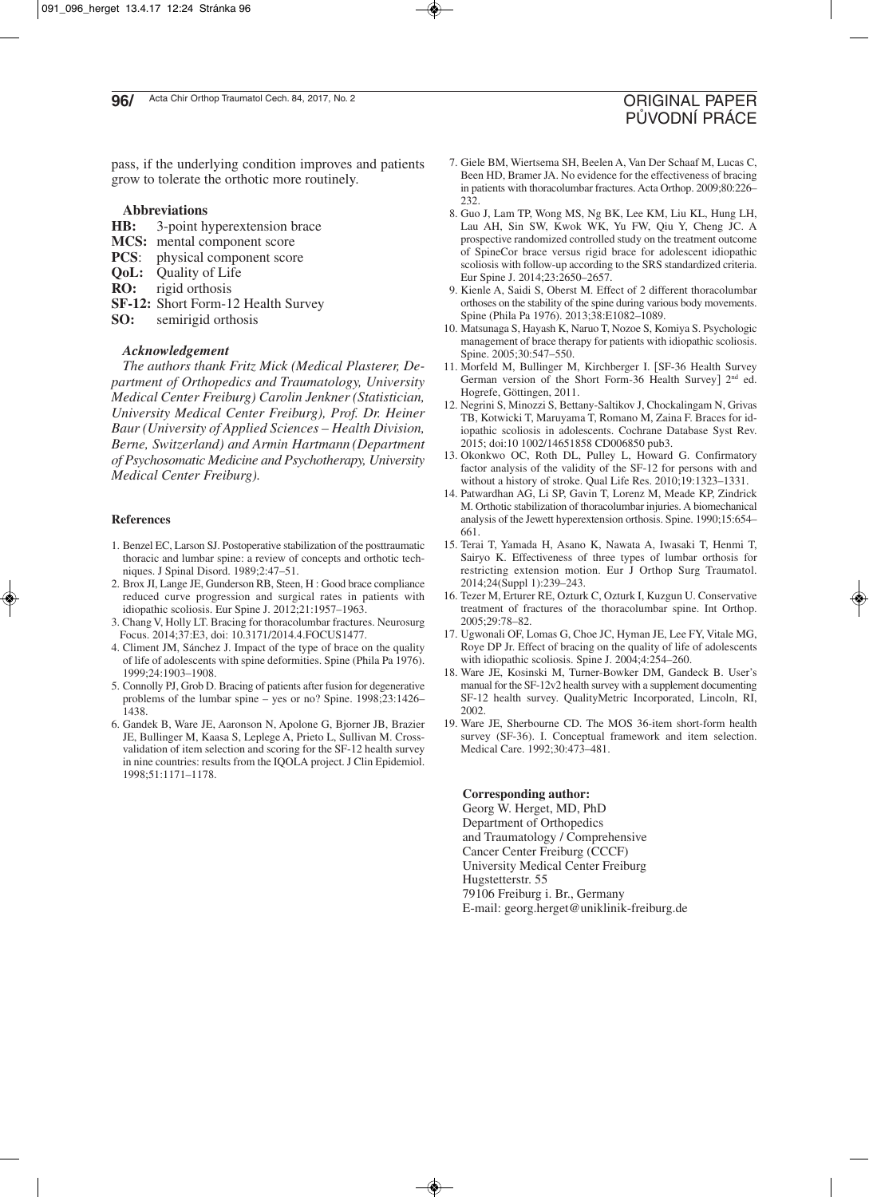pass, if the underlying condition improves and patients grow to tolerate the orthotic more routinely.

### Abbreviations

**HB:** 3-point hyperextension brace
**MCS:** mental component score
**PCS**: physical component score
**QoL:** Quality of Life
**RO:** rigid orthosis
**SF-12:** Short Form-12 Health Survey
**SO:** semirigid orthosis

### *Acknowledgement*

*The authors thank Fritz Mick (Medical Plasterer, Department of Orthopedics and Traumatology, University Medical Center Freiburg) Carolin Jenkner (Statistician, University Medical Center Freiburg), Prof. Dr. Heiner Baur (University of Applied Sciences – Health Division, Berne, Switzerland) and Armin Hartmann (Department of Psychosomatic Medicine and Psychotherapy, University Medical Center Freiburg).*

### References

1. Benzel EC, Larson SJ. Postoperative stabilization of the posttraumatic thoracic and lumbar spine: a review of concepts and orthotic techniques. J Spinal Disord. 1989;2:47–51.
2. Brox JI, Lange JE, Gunderson RB, Steen, H : Good brace compliance reduced curve progression and surgical rates in patients with idiopathic scoliosis. Eur Spine J. 2012;21:1957–1963.
3. Chang V, Holly LT. Bracing for thoracolumbar fractures. Neurosurg Focus. 2014;37:E3, doi: 10.3171/2014.4.FOCUS1477.
4. Climent JM, Sánchez J. Impact of the type of brace on the quality of life of adolescents with spine deformities. Spine (Phila Pa 1976). 1999;24:1903–1908.
5. Connolly PJ, Grob D. Bracing of patients after fusion for degenerative problems of the lumbar spine – yes or no? Spine. 1998;23:1426–1438.
6. Gandek B, Ware JE, Aaronson N, Apolone G, Bjorner JB, Brazier JE, Bullinger M, Kaasa S, Leplege A, Prieto L, Sullivan M. Cross-validation of item selection and scoring for the SF-12 health survey in nine countries: results from the IQOLA project. J Clin Epidemiol. 1998;51:1171–1178.
7. Giele BM, Wiertsema SH, Beelen A, Van Der Schaaf M, Lucas C, Been HD, Bramer JA. No evidence for the effectiveness of bracing in patients with thoracolumbar fractures. Acta Orthop. 2009;80:226–232.
8. Guo J, Lam TP, Wong MS, Ng BK, Lee KM, Liu KL, Hung LH, Lau AH, Sin SW, Kwok WK, Yu FW, Qiu Y, Cheng JC. A prospective randomized controlled study on the treatment outcome of SpineCor brace versus rigid brace for adolescent idiopathic scoliosis with follow-up according to the SRS standardized criteria. Eur Spine J. 2014;23:2650–2657.
9. Kienle A, Saidi S, Oberst M. Effect of 2 different thoracolumbar orthoses on the stability of the spine during various body movements. Spine (Phila Pa 1976). 2013;38:E1082–1089.
10. Matsunaga S, Hayash K, Naruo T, Nozoe S, Komiya S. Psychologic management of brace therapy for patients with idiopathic scoliosis. Spine. 2005;30:547–550.
11. Morfeld M, Bullinger M, Kirchberger I. [SF-36 Health Survey German version of the Short Form-36 Health Survey] 2nd ed. Hogrefe, Göttingen, 2011.
12. Negrini S, Minozzi S, Bettany-Saltikov J, Chockalingam N, Grivas TB, Kotwicki T, Maruyama T, Romano M, Zaina F. Braces for idiopathic scoliosis in adolescents. Cochrane Database Syst Rev. 2015; doi:10 1002/14651858 CD006850 pub3.
13. Okonkwo OC, Roth DL, Pulley L, Howard G. Confirmatory factor analysis of the validity of the SF-12 for persons with and without a history of stroke. Qual Life Res. 2010;19:1323–1331.
14. Patwardhan AG, Li SP, Gavin T, Lorenz M, Meade KP, Zindrick M. Orthotic stabilization of thoracolumbar injuries. A biomechanical analysis of the Jewett hyperextension orthosis. Spine. 1990;15:654–661.
15. Terai T, Yamada H, Asano K, Nawata A, Iwasaki T, Henmi T, Sairyo K. Effectiveness of three types of lumbar orthosis for restricting extension motion. Eur J Orthop Surg Traumatol. 2014;24(Suppl 1):239–243.
16. Tezer M, Erturer RE, Ozturk C, Ozturk I, Kuzgun U. Conservative treatment of fractures of the thoracolumbar spine. Int Orthop. 2005;29:78–82.
17. Ugwonali OF, Lomas G, Choe JC, Hyman JE, Lee FY, Vitale MG, Roye DP Jr. Effect of bracing on the quality of life of adolescents with idiopathic scoliosis. Spine J. 2004;4:254–260.
18. Ware JE, Kosinski M, Turner-Bowker DM, Gandeck B. User's manual for the SF-12v2 health survey with a supplement documenting SF-12 health survey. QualityMetric Incorporated, Lincoln, RI, 2002.
19. Ware JE, Sherbourne CD. The MOS 36-item short-form health survey (SF-36). I. Conceptual framework and item selection. Medical Care. 1992;30:473–481.

**Corresponding author:**
Georg W. Herget, MD, PhD
Department of Orthopedics
and Traumatology / Comprehensive
Cancer Center Freiburg (CCCF)
University Medical Center Freiburg
Hugstetterstr. 55
79106 Freiburg i. Br., Germany
E-mail: georg.herget@uniklinik-freiburg.de